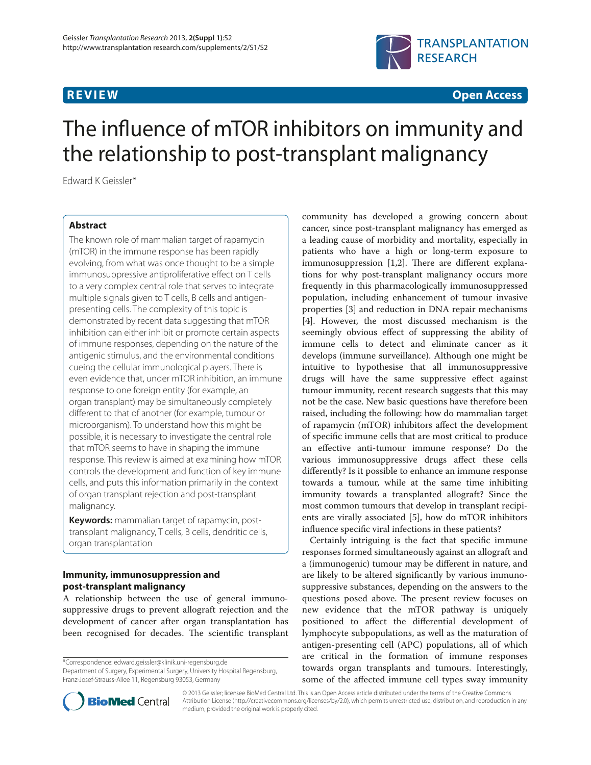**REVIEW** **Open Access**

# The influence of mTOR inhibitors on immunity and the relationship to post-transplant malignancy

Edward K Geissler*

## Abstract

The known role of mammalian target of rapamycin (mTOR) in the immune response has been rapidly evolving, from what was once thought to be a simple immunosuppressive antiproliferative effect on T cells to a very complex central role that serves to integrate multiple signals given to T cells, B cells and antigen-presenting cells. The complexity of this topic is demonstrated by recent data suggesting that mTOR inhibition can either inhibit or promote certain aspects of immune responses, depending on the nature of the antigenic stimulus, and the environmental conditions cueing the cellular immunological players. There is even evidence that, under mTOR inhibition, an immune response to one foreign entity (for example, an organ transplant) may be simultaneously completely different to that of another (for example, tumour or microorganism). To understand how this might be possible, it is necessary to investigate the central role that mTOR seems to have in shaping the immune response. This review is aimed at examining how mTOR controls the development and function of key immune cells, and puts this information primarily in the context of organ transplant rejection and post-transplant malignancy.

**Keywords:** mammalian target of rapamycin, post-transplant malignancy, T cells, B cells, dendritic cells, organ transplantation

## Immunity, immunosuppression and post-transplant malignancy

A relationship between the use of general immunosuppressive drugs to prevent allograft rejection and the development of cancer after organ transplantation has been recognised for decades. The scientific transplant community has developed a growing concern about cancer, since post-transplant malignancy has emerged as a leading cause of morbidity and mortality, especially in patients who have a high or long-term exposure to immunosuppression [1,2]. There are different explanations for why post-transplant malignancy occurs more frequently in this pharmacologically immunosuppressed population, including enhancement of tumour invasive properties [3] and reduction in DNA repair mechanisms [4]. However, the most discussed mechanism is the seemingly obvious effect of suppressing the ability of immune cells to detect and eliminate cancer as it develops (immune surveillance). Although one might be intuitive to hypothesise that all immunosuppressive drugs will have the same suppressive effect against tumour immunity, recent research suggests that this may not be the case. New basic questions have therefore been raised, including the following: how do mammalian target of rapamycin (mTOR) inhibitors affect the development of specific immune cells that are most critical to produce an effective anti-tumour immune response? Do the various immunosuppressive drugs affect these cells differently? Is it possible to enhance an immune response towards a tumour, while at the same time inhibiting immunity towards a transplanted allograft? Since the most common tumours that develop in transplant recipients are virally associated [5], how do mTOR inhibitors influence specific viral infections in these patients?

Certainly intriguing is the fact that specific immune responses formed simultaneously against an allograft and a (immunogenic) tumour may be different in nature, and are likely to be altered significantly by various immunosuppressive substances, depending on the answers to the questions posed above. The present review focuses on new evidence that the mTOR pathway is uniquely positioned to affect the differential development of lymphocyte subpopulations, as well as the maturation of antigen-presenting cell (APC) populations, all of which are critical in the formation of immune responses towards organ transplants and tumours. Interestingly, some of the affected immune cell types sway immunity

*Correspondence: edward.geissler@klinik.uni-regensburg.de
Department of Surgery, Experimental Surgery, University Hospital Regensburg, Franz-Josef-Strauss-Allee 11, Regensburg 93053, Germany

© 2013 Geissler; licensee BioMed Central Ltd. This is an Open Access article distributed under the terms of the Creative Commons Attribution License (http://creativecommons.org/licenses/by/2.0), which permits unrestricted use, distribution, and reproduction in any medium, provided the original work is properly cited.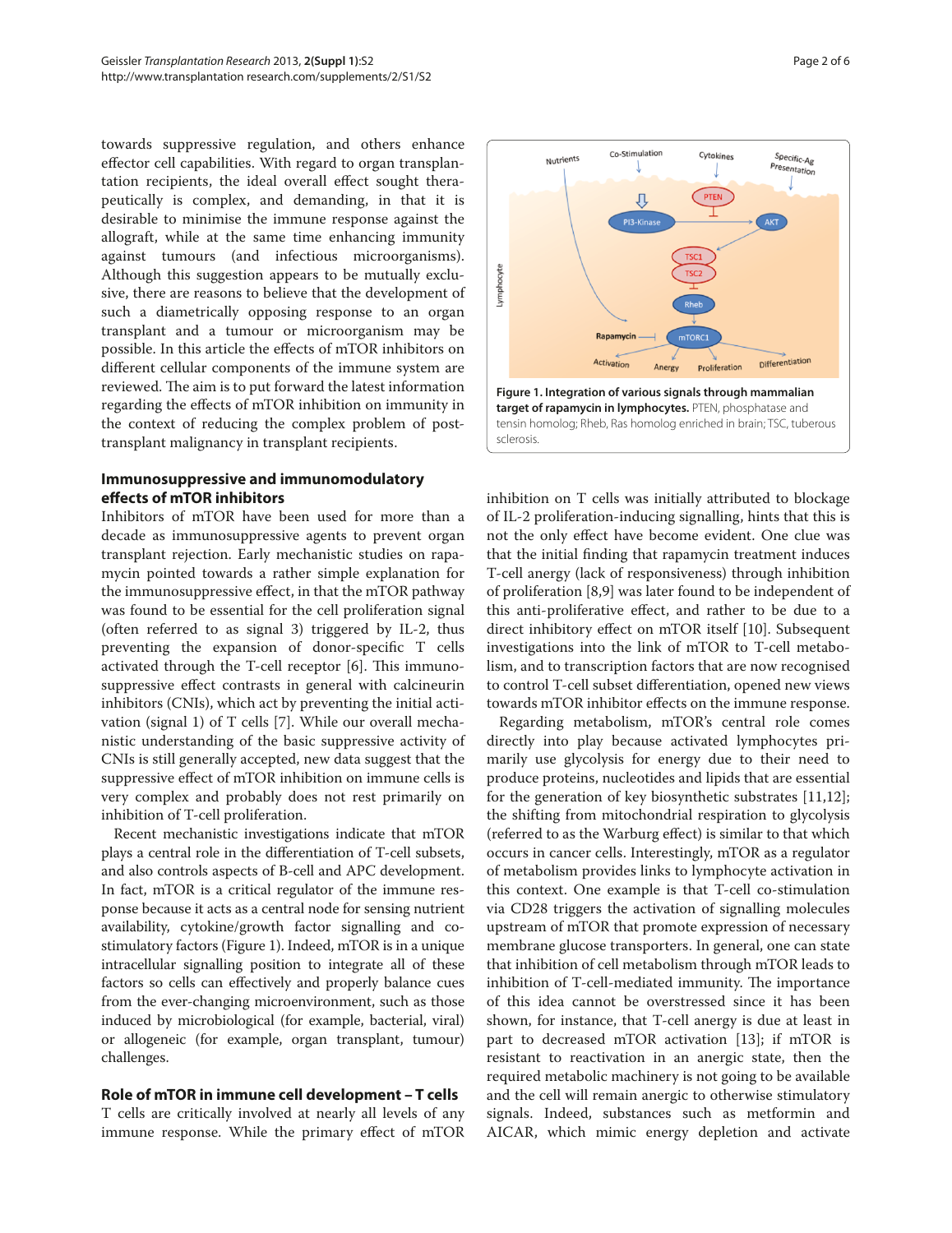towards suppressive regulation, and others enhance effector cell capabilities. With regard to organ transplantation recipients, the ideal overall effect sought therapeutically is complex, and demanding, in that it is desirable to minimise the immune response against the allograft, while at the same time enhancing immunity against tumours (and infectious microorganisms). Although this suggestion appears to be mutually exclusive, there are reasons to believe that the development of such a diametrically opposing response to an organ transplant and a tumour or microorganism may be possible. In this article the effects of mTOR inhibitors on different cellular components of the immune system are reviewed. The aim is to put forward the latest information regarding the effects of mTOR inhibition on immunity in the context of reducing the complex problem of post-transplant malignancy in transplant recipients.

## Immunosuppressive and immunomodulatory effects of mTOR inhibitors

Inhibitors of mTOR have been used for more than a decade as immunosuppressive agents to prevent organ transplant rejection. Early mechanistic studies on rapamycin pointed towards a rather simple explanation for the immunosuppressive effect, in that the mTOR pathway was found to be essential for the cell proliferation signal (often referred to as signal 3) triggered by IL-2, thus preventing the expansion of donor-specific T cells activated through the T-cell receptor [6]. This immunosuppressive effect contrasts in general with calcineurin inhibitors (CNIs), which act by preventing the initial activation (signal 1) of T cells [7]. While our overall mechanistic understanding of the basic suppressive activity of CNIs is still generally accepted, new data suggest that the suppressive effect of mTOR inhibition on immune cells is very complex and probably does not rest primarily on inhibition of T-cell proliferation.

Recent mechanistic investigations indicate that mTOR plays a central role in the differentiation of T-cell subsets, and also controls aspects of B-cell and APC development. In fact, mTOR is a critical regulator of the immune response because it acts as a central node for sensing nutrient availability, cytokine/growth factor signalling and co-stimulatory factors (Figure 1). Indeed, mTOR is in a unique intracellular signalling position to integrate all of these factors so cells can effectively and properly balance cues from the ever-changing microenvironment, such as those induced by microbiological (for example, bacterial, viral) or allogeneic (for example, organ transplant, tumour) challenges.

**Figure 1. Integration of various signals through mammalian target of rapamycin in lymphocytes.** PTEN, phosphatase and tensin homolog; Rheb, Ras homolog enriched in brain; TSC, tuberous sclerosis.

## Role of mTOR in immune cell development – T cells

T cells are critically involved at nearly all levels of any immune response. While the primary effect of mTOR inhibition on T cells was initially attributed to blockage of IL-2 proliferation-inducing signalling, hints that this is not the only effect have become evident. One clue was that the initial finding that rapamycin treatment induces T-cell anergy (lack of responsiveness) through inhibition of proliferation [8,9] was later found to be independent of this anti-proliferative effect, and rather to be due to a direct inhibitory effect on mTOR itself [10]. Subsequent investigations into the link of mTOR to T-cell metabolism, and to transcription factors that are now recognised to control T-cell subset differentiation, opened new views towards mTOR inhibitor effects on the immune response.

Regarding metabolism, mTOR's central role comes directly into play because activated lymphocytes primarily use glycolysis for energy due to their need to produce proteins, nucleotides and lipids that are essential for the generation of key biosynthetic substrates [11,12]; the shifting from mitochondrial respiration to glycolysis (referred to as the Warburg effect) is similar to that which occurs in cancer cells. Interestingly, mTOR as a regulator of metabolism provides links to lymphocyte activation in this context. One example is that T-cell co-stimulation via CD28 triggers the activation of signalling molecules upstream of mTOR that promote expression of necessary membrane glucose transporters. In general, one can state that inhibition of cell metabolism through mTOR leads to inhibition of T-cell-mediated immunity. The importance of this idea cannot be overstressed since it has been shown, for instance, that T-cell anergy is due at least in part to decreased mTOR activation [13]; if mTOR is resistant to reactivation in an anergic state, then the required metabolic machinery is not going to be available and the cell will remain anergic to otherwise stimulatory signals. Indeed, substances such as metformin and AICAR, which mimic energy depletion and activate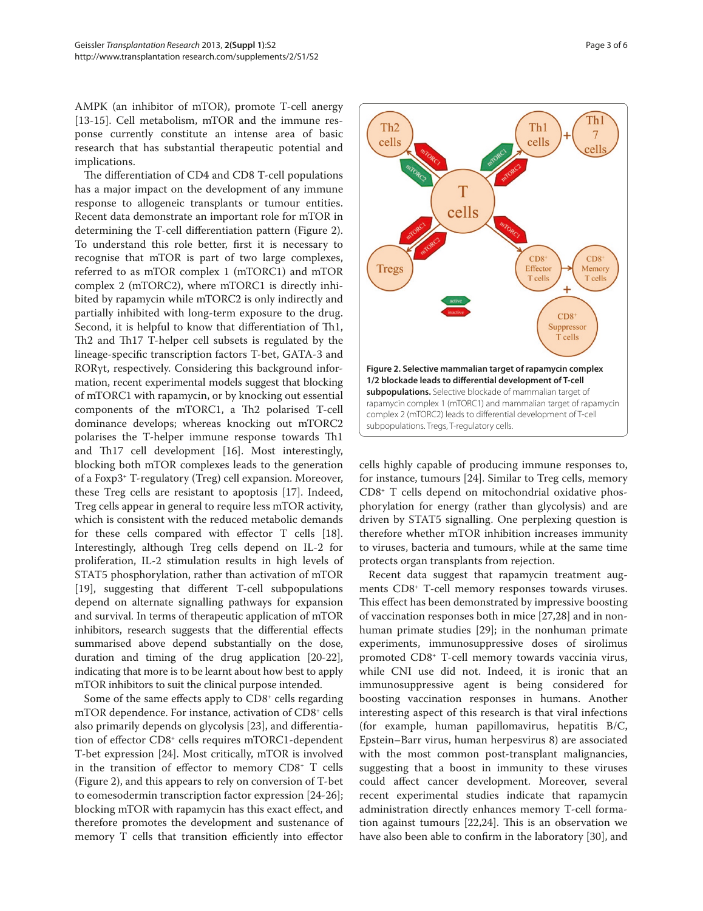AMPK (an inhibitor of mTOR), promote T-cell anergy [13-15]. Cell metabolism, mTOR and the immune response currently constitute an intense area of basic research that has substantial therapeutic potential and implications.

The differentiation of CD4 and CD8 T-cell populations has a major impact on the development of any immune response to allogeneic transplants or tumour entities. Recent data demonstrate an important role for mTOR in determining the T-cell differentiation pattern (Figure 2). To understand this role better, first it is necessary to recognise that mTOR is part of two large complexes, referred to as mTOR complex 1 (mTORC1) and mTOR complex 2 (mTORC2), where mTORC1 is directly inhibited by rapamycin while mTORC2 is only indirectly and partially inhibited with long-term exposure to the drug. Second, it is helpful to know that differentiation of Th1, Th2 and Th17 T-helper cell subsets is regulated by the lineage-specific transcription factors T-bet, GATA-3 and RORγt, respectively. Considering this background information, recent experimental models suggest that blocking of mTORC1 with rapamycin, or by knocking out essential components of the mTORC1, a Th2 polarised T-cell dominance develops; whereas knocking out mTORC2 polarises the T-helper immune response towards Th1 and Th17 cell development [16]. Most interestingly, blocking both mTOR complexes leads to the generation of a Foxp3+ T-regulatory (Treg) cell expansion. Moreover, these Treg cells are resistant to apoptosis [17]. Indeed, Treg cells appear in general to require less mTOR activity, which is consistent with the reduced metabolic demands for these cells compared with effector T cells [18]. Interestingly, although Treg cells depend on IL-2 for proliferation, IL-2 stimulation results in high levels of STAT5 phosphorylation, rather than activation of mTOR [19], suggesting that different T-cell subpopulations depend on alternate signalling pathways for expansion and survival. In terms of therapeutic application of mTOR inhibitors, research suggests that the differential effects summarised above depend substantially on the dose, duration and timing of the drug application [20-22], indicating that more is to be learnt about how best to apply mTOR inhibitors to suit the clinical purpose intended.

Some of the same effects apply to CD8+ cells regarding mTOR dependence. For instance, activation of CD8+ cells also primarily depends on glycolysis [23], and differentiation of effector CD8+ cells requires mTORC1-dependent T-bet expression [24]. Most critically, mTOR is involved in the transition of effector to memory CD8+ T cells (Figure 2), and this appears to rely on conversion of T-bet to eomesodermin transcription factor expression [24-26]; blocking mTOR with rapamycin has this exact effect, and therefore promotes the development and sustenance of memory T cells that transition efficiently into effector cells highly capable of producing immune responses to, for instance, tumours [24]. Similar to Treg cells, memory CD8+ T cells depend on mitochondrial oxidative phosphorylation for energy (rather than glycolysis) and are driven by STAT5 signalling. One perplexing question is therefore whether mTOR inhibition increases immunity to viruses, bacteria and tumours, while at the same time protects organ transplants from rejection.

**Figure 2. Selective mammalian target of rapamycin complex 1/2 blockade leads to differential development of T-cell subpopulations.** Selective blockade of mammalian target of rapamycin complex 1 (mTORC1) and mammalian target of rapamycin complex 2 (mTORC2) leads to differential development of T-cell subpopulations. Tregs, T-regulatory cells.

Recent data suggest that rapamycin treatment augments CD8+ T-cell memory responses towards viruses. This effect has been demonstrated by impressive boosting of vaccination responses both in mice [27,28] and in nonhuman primate studies [29]; in the nonhuman primate experiments, immunosuppressive doses of sirolimus promoted CD8+ T-cell memory towards vaccinia virus, while CNI use did not. Indeed, it is ironic that an immunosuppressive agent is being considered for boosting vaccination responses in humans. Another interesting aspect of this research is that viral infections (for example, human papillomavirus, hepatitis B/C, Epstein–Barr virus, human herpesvirus 8) are associated with the most common post-transplant malignancies, suggesting that a boost in immunity to these viruses could affect cancer development. Moreover, several recent experimental studies indicate that rapamycin administration directly enhances memory T-cell formation against tumours [22,24]. This is an observation we have also been able to confirm in the laboratory [30], and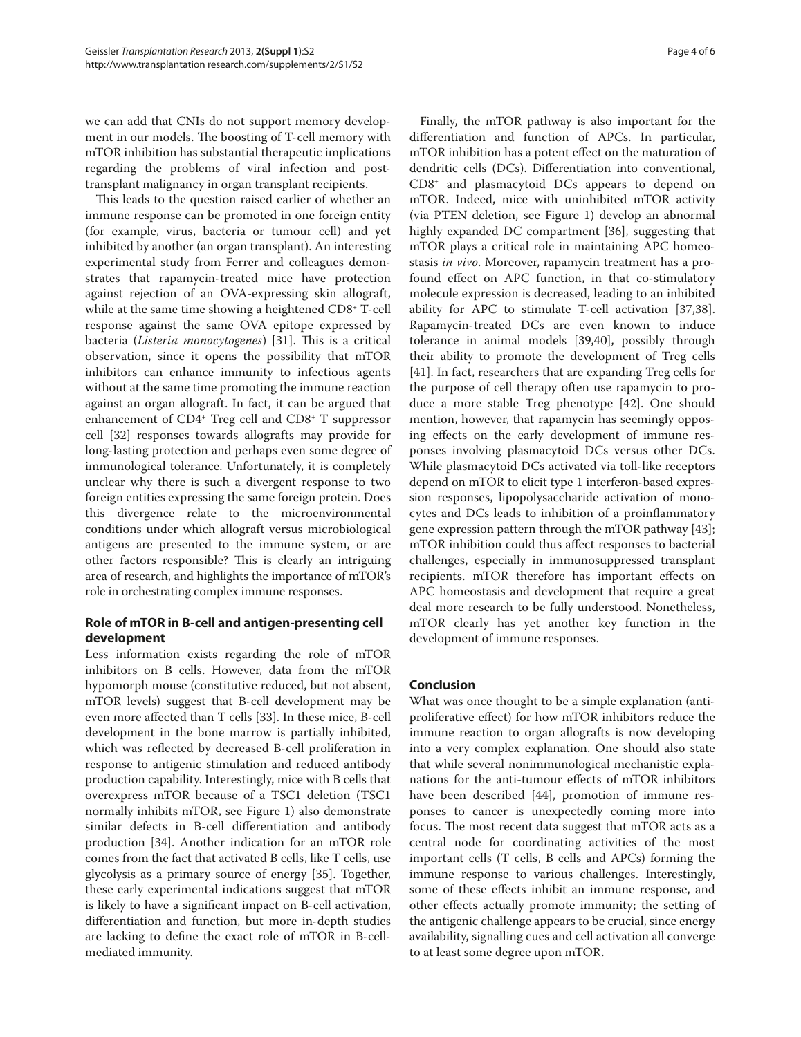we can add that CNIs do not support memory development in our models. The boosting of T-cell memory with mTOR inhibition has substantial therapeutic implications regarding the problems of viral infection and post-transplant malignancy in organ transplant recipients.

This leads to the question raised earlier of whether an immune response can be promoted in one foreign entity (for example, virus, bacteria or tumour cell) and yet inhibited by another (an organ transplant). An interesting experimental study from Ferrer and colleagues demonstrates that rapamycin-treated mice have protection against rejection of an OVA-expressing skin allograft, while at the same time showing a heightened CD8+ T-cell response against the same OVA epitope expressed by bacteria (*Listeria monocytogenes*) [31]. This is a critical observation, since it opens the possibility that mTOR inhibitors can enhance immunity to infectious agents without at the same time promoting the immune reaction against an organ allograft. In fact, it can be argued that enhancement of CD4+ Treg cell and CD8+ T suppressor cell [32] responses towards allografts may provide for long-lasting protection and perhaps even some degree of immunological tolerance. Unfortunately, it is completely unclear why there is such a divergent response to two foreign entities expressing the same foreign protein. Does this divergence relate to the microenvironmental conditions under which allograft versus microbiological antigens are presented to the immune system, or are other factors responsible? This is clearly an intriguing area of research, and highlights the importance of mTOR's role in orchestrating complex immune responses.

## Role of mTOR in B-cell and antigen-presenting cell development

Less information exists regarding the role of mTOR inhibitors on B cells. However, data from the mTOR hypomorph mouse (constitutive reduced, but not absent, mTOR levels) suggest that B-cell development may be even more affected than T cells [33]. In these mice, B-cell development in the bone marrow is partially inhibited, which was reflected by decreased B-cell proliferation in response to antigenic stimulation and reduced antibody production capability. Interestingly, mice with B cells that overexpress mTOR because of a TSC1 deletion (TSC1 normally inhibits mTOR, see Figure 1) also demonstrate similar defects in B-cell differentiation and antibody production [34]. Another indication for an mTOR role comes from the fact that activated B cells, like T cells, use glycolysis as a primary source of energy [35]. Together, these early experimental indications suggest that mTOR is likely to have a significant impact on B-cell activation, differentiation and function, but more in-depth studies are lacking to define the exact role of mTOR in B-cell-mediated immunity.

Finally, the mTOR pathway is also important for the differentiation and function of APCs. In particular, mTOR inhibition has a potent effect on the maturation of dendritic cells (DCs). Differentiation into conventional, CD8+ and plasmacytoid DCs appears to depend on mTOR. Indeed, mice with uninhibited mTOR activity (via PTEN deletion, see Figure 1) develop an abnormal highly expanded DC compartment [36], suggesting that mTOR plays a critical role in maintaining APC homeostasis *in vivo*. Moreover, rapamycin treatment has a profound effect on APC function, in that co-stimulatory molecule expression is decreased, leading to an inhibited ability for APC to stimulate T-cell activation [37,38]. Rapamycin-treated DCs are even known to induce tolerance in animal models [39,40], possibly through their ability to promote the development of Treg cells [41]. In fact, researchers that are expanding Treg cells for the purpose of cell therapy often use rapamycin to produce a more stable Treg phenotype [42]. One should mention, however, that rapamycin has seemingly opposing effects on the early development of immune responses involving plasmacytoid DCs versus other DCs. While plasmacytoid DCs activated via toll-like receptors depend on mTOR to elicit type 1 interferon-based expression responses, lipopolysaccharide activation of monocytes and DCs leads to inhibition of a proinflammatory gene expression pattern through the mTOR pathway [43]; mTOR inhibition could thus affect responses to bacterial challenges, especially in immunosuppressed transplant recipients. mTOR therefore has important effects on APC homeostasis and development that require a great deal more research to be fully understood. Nonetheless, mTOR clearly has yet another key function in the development of immune responses.

## Conclusion

What was once thought to be a simple explanation (anti-proliferative effect) for how mTOR inhibitors reduce the immune reaction to organ allografts is now developing into a very complex explanation. One should also state that while several nonimmunological mechanistic explanations for the anti-tumour effects of mTOR inhibitors have been described [44], promotion of immune responses to cancer is unexpectedly coming more into focus. The most recent data suggest that mTOR acts as a central node for coordinating activities of the most important cells (T cells, B cells and APCs) forming the immune response to various challenges. Interestingly, some of these effects inhibit an immune response, and other effects actually promote immunity; the setting of the antigenic challenge appears to be crucial, since energy availability, signalling cues and cell activation all converge to at least some degree upon mTOR.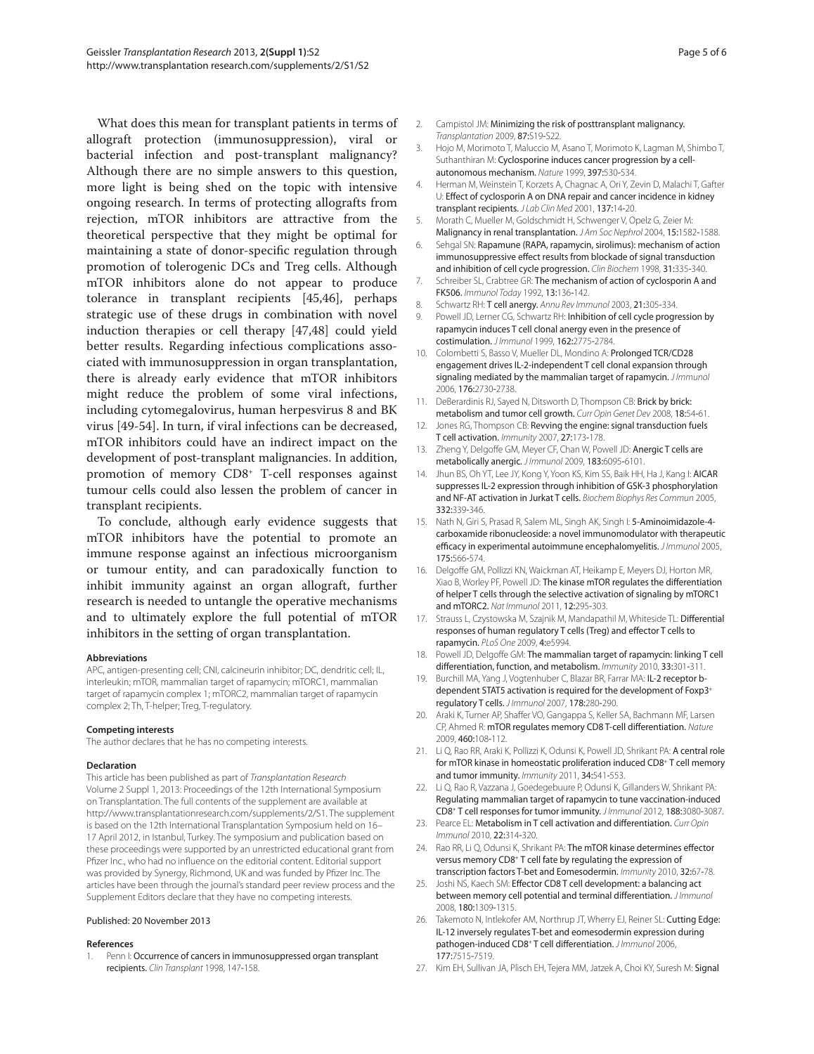What does this mean for transplant patients in terms of allograft protection (immunosuppression), viral or bacterial infection and post-transplant malignancy? Although there are no simple answers to this question, more light is being shed on the topic with intensive ongoing research. In terms of protecting allografts from rejection, mTOR inhibitors are attractive from the theoretical perspective that they might be optimal for maintaining a state of donor-specific regulation through promotion of tolerogenic DCs and Treg cells. Although mTOR inhibitors alone do not appear to produce tolerance in transplant recipients [45,46], perhaps strategic use of these drugs in combination with novel induction therapies or cell therapy [47,48] could yield better results. Regarding infectious complications associated with immunosuppression in organ transplantation, there is already early evidence that mTOR inhibitors might reduce the problem of some viral infections, including cytomegalovirus, human herpesvirus 8 and BK virus [49-54]. In turn, if viral infections can be decreased, mTOR inhibitors could have an indirect impact on the development of post-transplant malignancies. In addition, promotion of memory CD8$^+$ T-cell responses against tumour cells could also lessen the problem of cancer in transplant recipients.

To conclude, although early evidence suggests that mTOR inhibitors have the potential to promote an immune response against an infectious microorganism or tumour entity, and can paradoxically function to inhibit immunity against an organ allograft, further research is needed to untangle the operative mechanisms and to ultimately explore the full potential of mTOR inhibitors in the setting of organ transplantation.

#### Abbreviations

APC, antigen-presenting cell; CNI, calcineurin inhibitor; DC, dendritic cell; IL, interleukin; mTOR, mammalian target of rapamycin; mTORC1, mammalian target of rapamycin complex 1; mTORC2, mammalian target of rapamycin complex 2; Th, T-helper; Treg, T-regulatory.

#### Competing interests

The author declares that he has no competing interests.

#### Declaration

This article has been published as part of *Transplantation Research* Volume 2 Suppl 1, 2013: Proceedings of the 12th International Symposium on Transplantation. The full contents of the supplement are available at http://www.transplantationresearch.com/supplements/2/S1. The supplement is based on the 12th International Transplantation Symposium held on 16–17 April 2012, in Istanbul, Turkey. The symposium and publication based on these proceedings were supported by an unrestricted educational grant from Pfizer Inc., who had no influence on the editorial content. Editorial support was provided by Synergy, Richmond, UK and was funded by Pfizer Inc. The articles have been through the journal's standard peer review process and the Supplement Editors declare that they have no competing interests.

Published: 20 November 2013

#### References

1. Penn I: **Occurrence of cancers in immunosuppressed organ transplant recipients.** *Clin Transplant* 1998, 147-158.
2. Campistol JM: **Minimizing the risk of posttransplant malignancy.** *Transplantation* 2009, **87**:S19-S22.
3. Hojo M, Morimoto T, Maluccio M, Asano T, Morimoto K, Lagman M, Shimbo T, Suthanthiran M: **Cyclosporine induces cancer progression by a cell-autonomous mechanism.** *Nature* 1999, **397**:530-534.
4. Herman M, Weinstein T, Korzets A, Chagnac A, Ori Y, Zevin D, Malachi T, Gafter U: **Effect of cyclosporin A on DNA repair and cancer incidence in kidney transplant recipients.** *J Lab Clin Med* 2001, **137**:14-20.
5. Morath C, Mueller M, Goldschmidt H, Schwenger V, Opelz G, Zeier M: **Malignancy in renal transplantation.** *J Am Soc Nephrol* 2004, **15**:1582-1588.
6. Sehgal SN: **Rapamune (RAPA, rapamycin, sirolimus): mechanism of action immunosuppressive effect results from blockade of signal transduction and inhibition of cell cycle progression.** *Clin Biochem* 1998, **31**:335-340.
7. Schreiber SL, Crabtree GR: **The mechanism of action of cyclosporin A and FK506.** *Immunol Today* 1992, **13**:136-142.
8. Schwartz RH: **T cell anergy.** *Annu Rev Immunol* 2003, **21**:305-334.
9. Powell JD, Lerner CG, Schwartz RH: **Inhibition of cell cycle progression by rapamycin induces T cell clonal anergy even in the presence of costimulation.** *J Immunol* 1999, **162**:2775-2784.
10. Colombetti S, Basso V, Mueller DL, Mondino A: **Prolonged TCR/CD28 engagement drives IL-2-independent T cell clonal expansion through signaling mediated by the mammalian target of rapamycin.** *J Immunol* 2006, **176**:2730-2738.
11. DeBerardinis RJ, Sayed N, Ditsworth D, Thompson CB: **Brick by brick: metabolism and tumor cell growth.** *Curr Opin Genet Dev* 2008, **18**:54-61.
12. Jones RG, Thompson CB: **Revving the engine: signal transduction fuels T cell activation.** *Immunity* 2007, **27**:173-178.
13. Zheng Y, Delgoffe GM, Meyer CF, Chan W, Powell JD: **Anergic T cells are metabolically anergic.** *J Immunol* 2009, **183**:6095-6101.
14. Jhun BS, Oh YT, Lee JY, Kong Y, Yoon KS, Kim SS, Baik HH, Ha J, Kang I: **AICAR suppresses IL-2 expression through inhibition of GSK-3 phosphorylation and NF-AT activation in Jurkat T cells.** *Biochem Biophys Res Commun* 2005, **332**:339-346.
15. Nath N, Giri S, Prasad R, Salem ML, Singh AK, Singh I: **5-Aminoimidazole-4-carboxamide ribonucleoside: a novel immunomodulator with therapeutic efficacy in experimental autoimmune encephalomyelitis.** *J Immunol* 2005, **175**:566-574.
16. Delgoffe GM, Pollizzi KN, Waickman AT, Heikamp E, Meyers DJ, Horton MR, Xiao B, Worley PF, Powell JD: **The kinase mTOR regulates the differentiation of helper T cells through the selective activation of signaling by mTORC1 and mTORC2.** *Nat Immunol* 2011, **12**:295-303.
17. Strauss L, Czystowska M, Szajnik M, Mandapathil M, Whiteside TL: **Differential responses of human regulatory T cells (Treg) and effector T cells to rapamycin.** *PLoS One* 2009, **4**:e5994.
18. Powell JD, Delgoffe GM: **The mammalian target of rapamycin: linking T cell differentiation, function, and metabolism.** *Immunity* 2010, **33**:301-311.
19. Burchill MA, Yang J, Vogtenhuber C, Blazar BR, Farrar MA: **IL-2 receptor b-dependent STAT5 activation is required for the development of Foxp3$^+$ regulatory T cells.** *J Immunol* 2007, **178**:280-290.
20. Araki K, Turner AP, Shaffer VO, Gangappa S, Keller SA, Bachmann MF, Larsen CP, Ahmed R: **mTOR regulates memory CD8 T-cell differentiation.** *Nature* 2009, **460**:108-112.
21. Li Q, Rao RR, Araki K, Pollizzi K, Odunsi K, Powell JD, Shrikant PA: **A central role for mTOR kinase in homeostatic proliferation induced CD8$^+$ T cell memory and tumor immunity.** *Immunity* 2011, **34**:541-553.
22. Li Q, Rao R, Vazzana J, Goedegebuure P, Odunsi K, Gillanders W, Shrikant PA: **Regulating mammalian target of rapamycin to tune vaccination-induced CD8$^+$ T cell responses for tumor immunity.** *J Immunol* 2012, **188**:3080-3087.
23. Pearce EL: **Metabolism in T cell activation and differentiation.** *Curr Opin Immunol* 2010, **22**:314-320.
24. Rao RR, Li Q, Odunsi K, Shrikant PA: **The mTOR kinase determines effector versus memory CD8$^+$ T cell fate by regulating the expression of transcription factors T-bet and Eomesodermin.** *Immunity* 2010, **32**:67-78.
25. Joshi NS, Kaech SM: **Effector CD8 T cell development: a balancing act between memory cell potential and terminal differentiation.** *J Immunol* 2008, **180**:1309-1315.
26. Takemoto N, Intlekofer AM, Northrup JT, Wherry EJ, Reiner SL: **Cutting Edge: IL-12 inversely regulates T-bet and eomesodermin expression during pathogen-induced CD8$^+$ T cell differentiation.** *J Immunol* 2006, **177**:7515-7519.
27. Kim EH, Sullivan JA, Plisch EH, Tejera MM, Jatzek A, Choi KY, Suresh M: **Signal**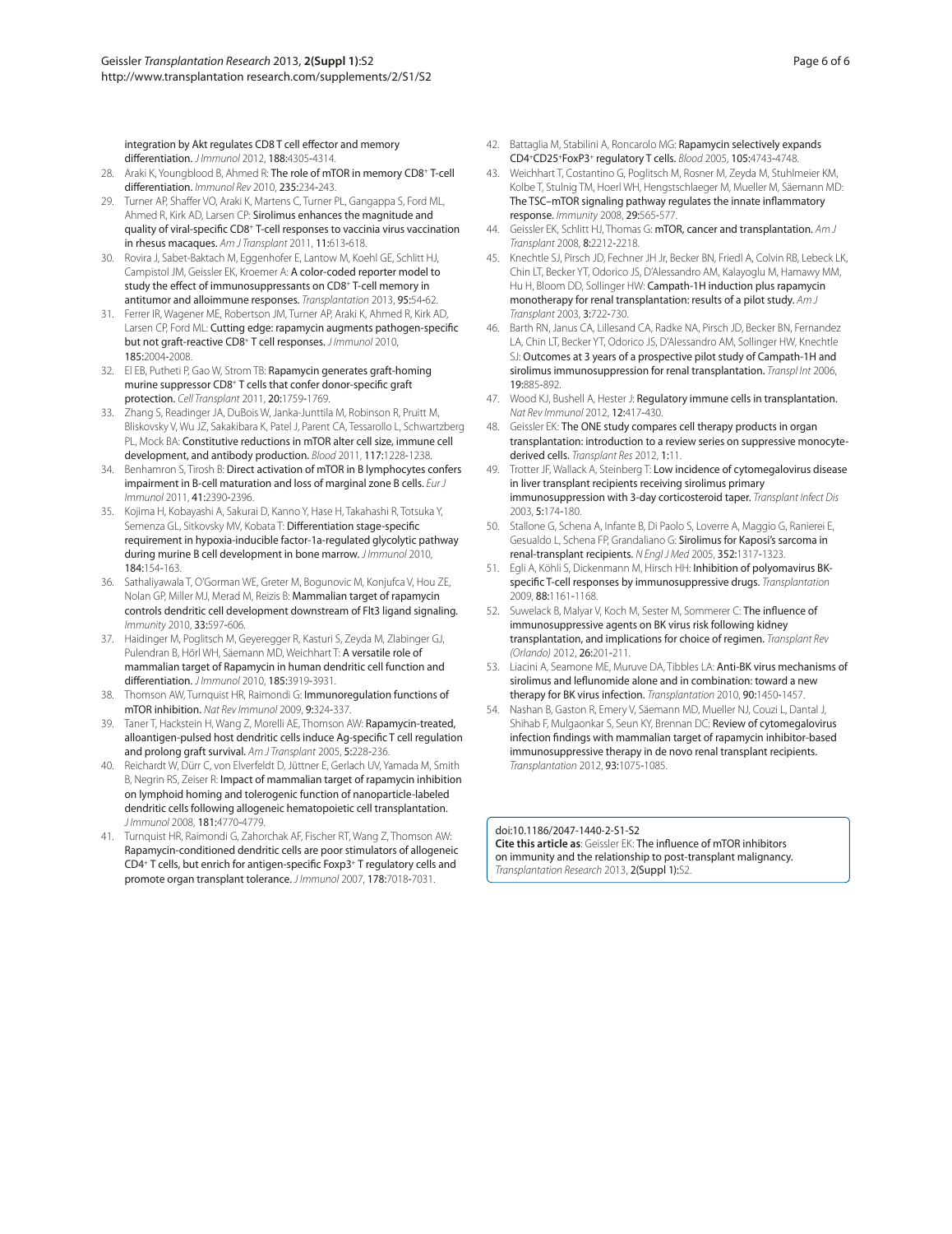integration by Akt regulates CD8 T cell effector and memory differentiation. *J Immunol* 2012, **188**:4305-4314.

28. Araki K, Youngblood B, Ahmed R: **The role of mTOR in memory CD8+ T-cell differentiation.** *Immunol Rev* 2010, **235**:234-243.
29. Turner AP, Shaffer VO, Araki K, Martens C, Turner PL, Gangappa S, Ford ML, Ahmed R, Kirk AD, Larsen CP: **Sirolimus enhances the magnitude and quality of viral-specific CD8+ T-cell responses to vaccinia virus vaccination in rhesus macaques.** *Am J Transplant* 2011, **11**:613-618.
30. Rovira J, Sabet-Baktach M, Eggenhofer E, Lantow M, Koehl GE, Schlitt HJ, Campistol JM, Geissler EK, Kroemer A: **A color-coded reporter model to study the effect of immunosuppressants on CD8+ T-cell memory in antitumor and alloimmune responses.** *Transplantation* 2013, **95**:54-62.
31. Ferrer IR, Wagener ME, Robertson JM, Turner AP, Araki K, Ahmed R, Kirk AD, Larsen CP, Ford ML: **Cutting edge: rapamycin augments pathogen-specific but not graft-reactive CD8+ T cell responses.** *J Immunol* 2010, **185**:2004-2008.
32. El EB, Putheti P, Gao W, Strom TB: **Rapamycin generates graft-homing murine suppressor CD8+ T cells that confer donor-specific graft protection.** *Cell Transplant* 2011, **20**:1759-1769.
33. Zhang S, Readinger JA, DuBois W, Janka-Junttila M, Robinson R, Pruitt M, Bliskovsky V, Wu JZ, Sakakibara K, Patel J, Parent CA, Tessarollo L, Schwartzberg PL, Mock BA: **Constitutive reductions in mTOR alter cell size, immune cell development, and antibody production.** *Blood* 2011, **117**:1228-1238.
34. Benhamron S, Tirosh B: **Direct activation of mTOR in B lymphocytes confers impairment in B-cell maturation and loss of marginal zone B cells.** *Eur J Immunol* 2011, **41**:2390-2396.
35. Kojima H, Kobayashi A, Sakurai D, Kanno Y, Hase H, Takahashi R, Totsuka Y, Semenza GL, Sitkovsky MV, Kobata T: **Differentiation stage-specific requirement in hypoxia-inducible factor-1a-regulated glycolytic pathway during murine B cell development in bone marrow.** *J Immunol* 2010, **184**:154-163.
36. Sathaliyawala T, O'Gorman WE, Greter M, Bogunovic M, Konjufca V, Hou ZE, Nolan GP, Miller MJ, Merad M, Reizis B: **Mammalian target of rapamycin controls dendritic cell development downstream of Flt3 ligand signaling.** *Immunity* 2010, **33**:597-606.
37. Haidinger M, Poglitsch M, Geyeregger R, Kasturi S, Zeyda M, Zlabinger GJ, Pulendran B, Hörl WH, Säemann MD, Weichhart T: **A versatile role of mammalian target of Rapamycin in human dendritic cell function and differentiation.** *J Immunol* 2010, **185**:3919-3931.
38. Thomson AW, Turnquist HR, Raimondi G: **Immunoregulation functions of mTOR inhibition.** *Nat Rev Immunol* 2009, **9**:324-337.
39. Taner T, Hackstein H, Wang Z, Morelli AE, Thomson AW: **Rapamycin-treated, alloantigen-pulsed host dendritic cells induce Ag-specific T cell regulation and prolong graft survival.** *Am J Transplant* 2005, **5**:228-236.
40. Reichardt W, Dürr C, von Elverfeldt D, Jüttner E, Gerlach UV, Yamada M, Smith B, Negrin RS, Zeiser R: **Impact of mammalian target of rapamycin inhibition on lymphoid homing and tolerogenic function of nanoparticle-labeled dendritic cells following allogeneic hematopoietic cell transplantation.** *J Immunol* 2008, **181**:4770-4779.
41. Turnquist HR, Raimondi G, Zahorchak AF, Fischer RT, Wang Z, Thomson AW: **Rapamycin-conditioned dendritic cells are poor stimulators of allogeneic CD4+ T cells, but enrich for antigen-specific Foxp3+ T regulatory cells and promote organ transplant tolerance.** *J Immunol* 2007, **178**:7018-7031.
42. Battaglia M, Stabilini A, Roncarolo MG: **Rapamycin selectively expands CD4+CD25+FoxP3+ regulatory T cells.** *Blood* 2005, **105**:4743-4748.
43. Weichhart T, Costantino G, Poglitsch M, Rosner M, Zeyda M, Stuhlmeier KM, Kolbe T, Stulnig TM, Hoerl WH, Hengstschlaeger M, Mueller M, Säemann MD: **The TSC–mTOR signaling pathway regulates the innate inflammatory response.** *Immunity* 2008, **29**:565-577.
44. Geissler EK, Schlitt HJ, Thomas G: **mTOR, cancer and transplantation.** *Am J Transplant* 2008, **8**:2212-2218.
45. Knechtle SJ, Pirsch JD, Fechner JH Jr, Becker BN, Friedl A, Colvin RB, Lebeck LK, Chin LT, Becker YT, Odorico JS, D'Alessandro AM, Kalayoglu M, Hamawy MM, Hu H, Bloom DD, Sollinger HW: **Campath-1H induction plus rapamycin monotherapy for renal transplantation: results of a pilot study.** *Am J Transplant* 2003, **3**:722-730.
46. Barth RN, Janus CA, Lillesand CA, Radke NA, Pirsch JD, Becker BN, Fernandez LA, Chin LT, Becker YT, Odorico JS, D'Alessandro AM, Sollinger HW, Knechtle SJ: **Outcomes at 3 years of a prospective pilot study of Campath-1H and sirolimus immunosuppression for renal transplantation.** *Transpl Int* 2006, **19**:885-892.
47. Wood KJ, Bushell A, Hester J: **Regulatory immune cells in transplantation.** *Nat Rev Immunol* 2012, **12**:417-430.
48. Geissler EK: **The ONE study compares cell therapy products in organ transplantation: introduction to a review series on suppressive monocyte-derived cells.** *Transplant Res* 2012, **1**:11.
49. Trotter JF, Wallack A, Steinberg T: **Low incidence of cytomegalovirus disease in liver transplant recipients receiving sirolimus primary immunosuppression with 3-day corticosteroid taper.** *Transplant Infect Dis* 2003, **5**:174-180.
50. Stallone G, Schena A, Infante B, Di Paolo S, Loverre A, Maggio G, Ranierei E, Gesualdo L, Schena FP, Grandaliano G: **Sirolimus for Kaposi's sarcoma in renal-transplant recipients.** *N Engl J Med* 2005, **352**:1317-1323.
51. Egli A, Köhli S, Dickenmann M, Hirsch HH: **Inhibition of polyomavirus BK-specific T-cell responses by immunosuppressive drugs.** *Transplantation* 2009, **88**:1161-1168.
52. Suwelack B, Malyar V, Koch M, Sester M, Sommerer C: **The influence of immunosuppressive agents on BK virus risk following kidney transplantation, and implications for choice of regimen.** *Transplant Rev (Orlando)* 2012, **26**:201-211.
53. Liacini A, Seamone ME, Muruve DA, Tibbles LA: **Anti-BK virus mechanisms of sirolimus and leflunomide alone and in combination: toward a new therapy for BK virus infection.** *Transplantation* 2010, **90**:1450-1457.
54. Nashan B, Gaston R, Emery V, Säemann MD, Mueller NJ, Couzi L, Dantal J, Shihab F, Mulgaonkar S, Seun KY, Brennan DC: **Review of cytomegalovirus infection findings with mammalian target of rapamycin inhibitor-based immunosuppressive therapy in de novo renal transplant recipients.** *Transplantation* 2012, **93**:1075-1085.

doi:10.1186/2047-1440-2-S1-S2
**Cite this article as**: Geissler EK: The influence of mTOR inhibitors on immunity and the relationship to post-transplant malignancy. *Transplantation Research* 2013, **2(Suppl 1)**:S2.